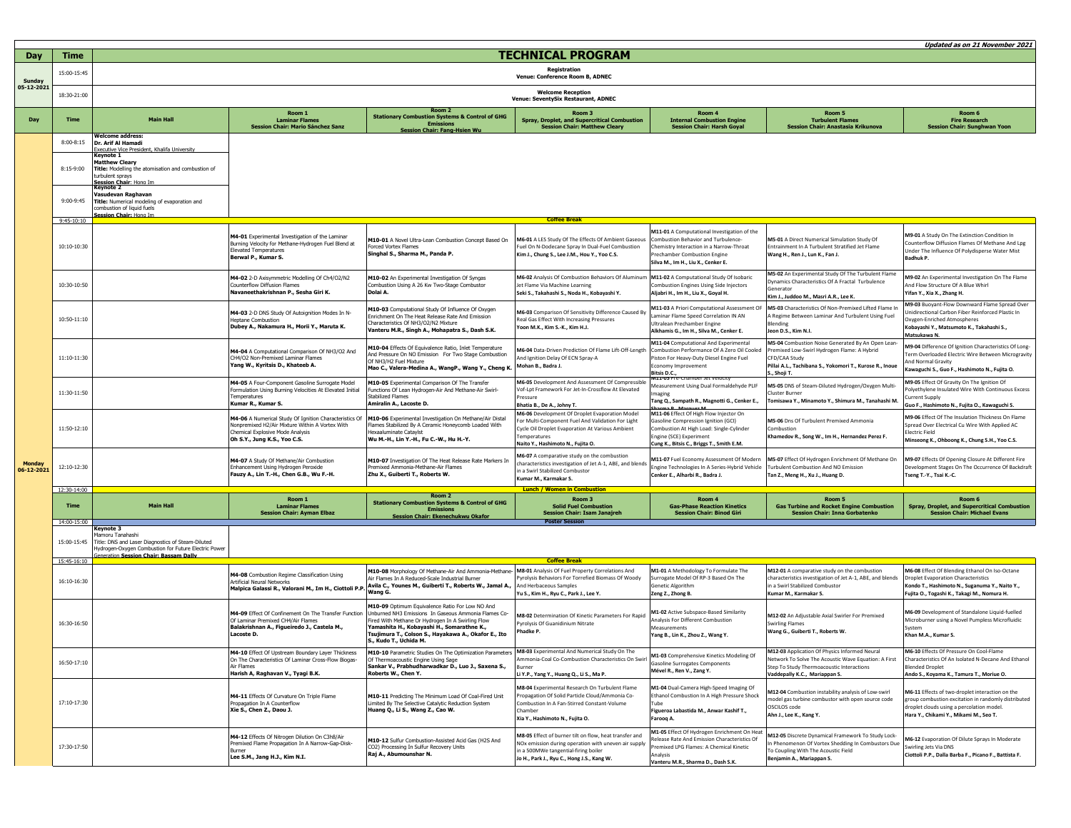*Updated as on 21 November 2021*

# TECHNICAL PROGRAM

| Day | Time | |
|---|---|---|
| Sunday 05-12-2021 | 15:00-15:45 | **Registration** Venue: Conference Room B, ADNEC |
| | 18:30-21:00 | **Welcome Reception** Venue: SeventySix Restaurant, ADNEC |

| Day | Time | Main Hall | Room 1 Laminar Flames Session Chair: Mario Sánchez Sanz | Room 2 Stationary Combustion Systems & Control of GHG Emissions Session Chair: Fang-Hsien Wu | Room 3 Spray, Droplet, and Supercritical Combustion Session Chair: Matthew Cleary | Room 4 Internal Combustion Engine Session Chair: Harsh Goyal | Room 5 Turbulent Flames Session Chair: Anastasia Krikunova | Room 6 Fire Research Session Chair: Sunghwan Yoon |
|---|---|---|---|---|---|---|---|---|
| Monday 06-12-2021 | 8:00-8:15 | **Welcome address:** **Dr. Arif Al Hamadi** Executive Vice President, Khalifa University | | | | | | |
| | 8:15-9:00 | **Keynote 1** **Matthew Cleary** **Title:** Modelling the atomisation and combustion of turbulent sprays **Session Chair:** Hong Im | | | | | | |
| | 9:00-9:45 | **Keynote 2** **Vasudevan Raghavan** **Title:** Numerical modeling of evaporation and combustion of liquid fuels **Session Chair:** Hong Im | | | | | | |
| | 9:45-10:10 | **Coffee Break** | | | | | | |
| | 10:10-10:30 | | **M4-01** Experimental Investigation of the Laminar Burning Velocity for Methane-Hydrogen Fuel Blend at Elevated Temperatures **Berwal P., Kumar S.** | **M10-01** A Novel Ultra-Lean Combustion Concept Based On Forced Vortex Flames **Singhal S., Sharma M., Panda P.** | **M6-01** A LES Study Of The Effects Of Ambient Gaseous Fuel On N-Dodecane Spray In Dual-Fuel Combustion **Kim J., Chung S., Lee J.M., Hou Y., Yoo C.S.** | **M11-01** A Computational Investigation of the Combustion Behavior and Turbulence-Chemistry Interaction in a Narrow-Throat Prechamber Combustion Engine **Silva M., Im H., Liu X., Cenker E.** | **M5-01** A Direct Numerical Simulation Study Of Entrainment In A Turbulent Stratified Jet Flame **Wang H., Ren J., Luo K., Fan J.** | **M9-01** A Study On The Extinction Condition In Counterflow Diffusion Flames Of Methane And Lpg Under The Influence Of Polydisperse Water Mist **Badhuk P.** |
| | 10:30-10:50 | | **M4-02** 2-D Axisymmetric Modelling Of Ch4/O2/N2 Counterflow Diffusion Flames **Navaneethakrishnan P., Sesha Giri K.** | **M10-02** An Experimental Investigation Of Syngas Combustion Using A 26 Kw Two-Stage Combustor **Dolai A.** | **M6-02** Analysis Of Combustion Behaviors Of Aluminum Jet Flame Via Machine Learning **Seki S., Takahashi S., Noda H., Kobayashi Y.** | **M11-02** A Computational Study Of Isobaric Combustion Engines Using Side Injectors **Aljabri H., Im H., Liu X., Goyal H.** | **M5-02** An Experimental Study Of The Turbulent Flame Dynamics Characteristics Of A Fractal Turbulence Generator **Kim J., Juddoo M., Masri A.R., Lee K.** | **M9-02** An Experimental Investigation On The Flame And Flow Structure Of A Blue Whirl **Yifan Y., Xia X., Zhang H.** |
| | 10:50-11:10 | | **M4-03** 2-D DNS Study Of Autoignition Modes In N-Heptane Combustion **Dubey A., Nakamura H., Morii Y., Maruta K.** | **M10-03** Computational Study Of Influence Of Oxygen Enrichment On The Heat Release Rate And Emission Characteristics Of NH3/O2/N2 Mixture **Vanteru M.R., Singh A., Mohapatra S., Dash S.K.** | **M6-03** Comparison Of Sensitivity Difference Caused By Real Gas Effect With Increasing Pressures **Yoon M.K., Kim S.-K., Kim H.J.** | **M11-03** A Priori Computational Assessment Of Laminar Flame Speed Correlation IN AN Ultralean Prechamber Engine **Alkhamis G., Im H., Silva M., Cenker E.** | **M5-03** Characteristics Of Non-Premixed Lifted Flame In A Regime Between Laminar And Turbulent Using Fuel Blending **Jeon D.S., Kim N.I.** | **M9-03** Buoyant-Flow Downward Flame Spread Over Unidirectional Carbon Fiber Reinforced Plastic In Oxygen-Enriched Atmospheres **Kobayashi Y., Matsumoto K., Takahashi S., Matsukawa N.** |
| | 11:10-11:30 | | **M4-04** A Computational Comparison Of NH3/O2 And CH4/O2 Non-Premixed Laminar Flames **Yang W., Kyritsis D., Khateeb A.** | **M10-04** Effects Of Equivalence Ratio, Inlet Temperature And Pressure On NO Emission For Two Stage Combustion Of NH3/H2 Fuel Mixture **Mao C., Valera-Medina A., WangP., Wang Y., Cheng K.** | **M6-04** Data-Driven Prediction Of Flame Lift-Off-Length And Ignition Delay Of ECN Spray-A **Mohan B., Badra J.** | **M11-04** Computational And Experimental Combustion Performance Of A Zero Oil Cooled Piston For Heavy-Duty Diesel Engine Fuel Economy Improvement **Bitsis D.C.,** | **M5-04** Combustion Noise Generated By An Open Lean-Premixed Low-Swirl Hydrogen Flame: A Hybrid CFD/CAA Study **Pillai A.L., Tachibana S., Yokomori T., Kurose R., Inoue S., Shoji T.** | **M9-04** Difference Of Ignition Characteristics Of Long-Term Overloaded Electric Wire Between Microgravity And Normal Gravity **Kawaguchi S., Guo F., Hashimoto N., Fujita O.** |
| | 11:30-11:50 | | **M4-05** A Four-Component Gasoline Surrogate Model Formulation Using Burning Velocities At Elevated Initial Temperatures **Kumar R., Kumar S.** | **M10-05** Experimental Comparison Of The Transfer Functions Of Lean Hydrogen-Air And Methane-Air Swirl-Stabilized Flames **Amiralin A., Lacoste D.** | **M6-05** Development And Assessment Of Compressible Vof-Lpt Framework For Jet-In-Crossflow At Elevated Pressure **Bhatia B., De A., Johny T.** | **M11-05** Pre-Chamber Jet Velocity Measurement Using Dual Formaldehyde PLIF Imaging **Tang Q., Sampath R., Magnotti G., Cenker E., Sharma P., Marquez M.** | **M5-05** DNS of Steam-Diluted Hydrogen/Oxygen Multi-Cluster Burner **Tomisawa Y., Minamoto Y., Shimura M., Tanahashi M.** | **M9-05** Effect Of Gravity On The Ignition Of Polyethylene Insulated Wire With Continuous Excess Current Supply **Guo F., Hashimoto N., Fujita O., Kawaguchi S.** |
| | 11:50-12:10 | | **M4-06** A Numerical Study Of Ignition Characteristics Of Nonpremixed H2/Air Mixture Within A Vortex With Chemical Explosive Mode Analysis **Oh S.Y., Jung K.S., Yoo C.S.** | **M10-06** Experimental Investigation On Methane/Air Distal Flames Stabilized By A Ceramic Honeycomb Loaded With Hexaaluminate Catalyst **Wu M.-H., Lin Y.-H., Fu C.-W., Hu H.-Y.** | **M6-06** Development Of Droplet Evaporation Model For Multi-Component Fuel And Validation For Light Cycle Oil Droplet Evaporation At Various Ambient Temperatures **Naito Y., Hashimoto N., Fujita O.** | **M11-06** Effect Of High Flow Injector On Gasoline Compression Ignition (GCI) Combustion At High Load: Single-Cylinder Engine (SCE) Experiment **Cung K., Bitsis C., Briggs T., Smith E.M.** | **M5-06** Dns Of Turbulent Premixed Ammonia Combustion **Khamedov R., Song W., Im H., Hernandez Perez F.** | **M9-06** Effect Of The Insulation Thickness On Flame Spread Over Electrical Cu Wire With Applied AC Electric Field **Minseong K., Ohboong K., Chung S.H., Yoo C.S.** |
| | 12:10-12:30 | | **M4-07** A Study Of Methane/Air Combustion Enhancement Using Hydrogen Peroxide **Fauzy A., Lin T.-H., Chen G.B., Wu F.-H.** | **M10-07** Investigation Of The Heat Release Rate Markers In Premixed Ammonia-Methane-Air Flames **Zhu X., Guiberti T., Roberts W.** | **M6-07** A comparative study on the combustion characteristics investigation of Jet A-1, ABE, and blends in a Swirl Stabilized Combustor **Kumar M., Karmakar S.** | **M11-07** Fuel Economy Assessment Of Modern Engine Technologies In A Series-Hybrid Vehicle **Cenker E., Alharbi R., Badra J.** | **M5-07** Effect Of Hydrogen Enrichment Of Methane On Turbulent Combustion And NO Emission **Tan Z., Meng H., Xu J., Huang D.** | **M9-07** Effects Of Opening Closure At Different Fire Development Stages On The Occurrence Of Backdraft **Tseng T.-Y., Tsai K.-C.** |
| | 12:30-14:00 | **Lunch / Women in Combustion** | | | | | | |
| | **Time** | **Main Hall** | **Room 1 Laminar Flames Session Chair: Ayman Elbaz** | **Room 2 Stationary Combustion Systems & Control of GHG Emissions Session Chair: Ekenechukwu Okafor** | **Room 3 Solid Fuel Combustion Session Chair: Isam Janajreh** | **Room 4 Gas-Phase Reaction Kinetics Session Chair: Binod Giri** | **Room 5 Gas Turbine and Rocket Engine Combustion Session Chair: Inna Gorbatenko** | **Room 6 Spray, Droplet, and Supercritical Combustion Session Chair: Michael Evans** |
| | 14:00-15:00 | **Poster Session** | | | | | | |
| | 15:00-15:45 | **Keynote 3** Mamoru Tanahashi Title: DNS and Laser Diagnostics of Steam-Diluted Hydrogen-Oxygen Combustion for Future Electric Power Generation **Session Chair: Bassam Dally** | | | | | | |
| | 15:45-16:10 | **Coffee Break** | | | | | | |
| | 16:10-16:30 | | **M4-08** Combustion Regime Classification Using Artificial Neural Networks **Malpica Galassi R., Valorani M., Im H., Ciottoli P.P.** | **M10-08** Morphology Of Methane-Air And Ammonia-Methane-Air Flames In A Reduced-Scale Industrial Burner **Avila C., Younes M., Guiberti T., Roberts W., Jamal A., Wang G.** | **M8-01** Analysis Of Fuel Property Correlations And Pyrolysis Behaviors For Torrefied Biomass Of Woody And Herbaceous Samples **Yu S., Kim H., Ryu C., Park J., Lee Y.** | **M1-01** A Methodology To Formulate The Surrogate Model Of RP-3 Based On The Genetic Algorithm **Zeng Z., Zhong B.** | **M12-01** A comparative study on the combustion characteristics investigation of Jet A-1, ABE, and blends in a Swirl Stabilized Combustor **Kumar M., Karmakar S.** | **M6-08** Effect Of Blending Ethanol On Iso-Octane Droplet Evaporation Characteristics **Kondo T., Hashimoto N., Suganuma Y., Naito Y., Fujita O., Togashi K., Takagi M., Nomura H.** |
| | 16:30-16:50 | | **M4-09** Effect Of Confinement On The Transfer Function Of Laminar Premixed CH4/Air Flames **Balakrishnan A., Figueiredo J., Castela M., Lacoste D.** | **M10-09** Optimum Equivalence Ratio For Low NO And Unburned NH3 Emissions In Gaseous Ammonia Flames Co-Fired With Methane Or Hydrogen In A Swirling Flow **Yamashita H., Kobayashi H., Somarathne K., Tsujimura T., Colson S., Hayakawa A., Okafor E., Ito S., Kudo T., Uchida M.** | **M8-02** Determination Of Kinetic Parameters For Rapid Pyrolysis Of Guanidinium Nitrate **Phadke P.** | **M1-02** Active Subspace-Based Similarity Analysis For Different Combustion Measurements **Yang B., Lin K., Zhou Z., Wang Y.** | **M12-02** An Adjustable Axial Swirler For Premixed Swirling Flames **Wang G., Guiberti T., Roberts W.** | **M6-09** Development of Standalone Liquid-fuelled Microburner using a Novel Pumpless Microfluidic System **Khan M.A., Kumar S.** |
| | 16:50-17:10 | | **M4-10** Effect Of Upstream Boundary Layer Thickness On The Characteristics Of Laminar Cross-Flow Biogas-Air Flames **Harish A., Raghavan V., Tyagi B.K.** | **M10-10** Parametric Studies On The Optimization Parameters Of Thermoacoustic Engine Using Sage **Sankar V., Prabhudharwadkar D., Luo J., Saxena S., Roberts W., Chen Y.** | **M8-03** Experimental And Numerical Study On The Ammonia-Coal Co-Combustion Characteristics On Swirl Burner **Li Y.P., Yang Y., Huang Q., Li S., Ma P.** | **M1-03** Comprehensive Kinetics Modeling Of Gasoline Surrogates Components **Mével R., Ren Y., Zang Y.** | **M12-03** Application Of Physics Informed Neural Network To Solve The Acoustic Wave Equation: A First Step To Study Thermoacoustic Interactions **Vaddepally K.C., Mariappan S.** | **M6-10** Effects Of Pressure On Cool-Flame Characteristics Of An Isolated N-Decane And Ethanol Blended Droplet **Ando S., Koyama K., Tamura T., Moriue O.** |
| | 17:10-17:30 | | **M4-11** Effects Of Curvature On Triple Flame Propagation In A Counterflow **Xie S., Chen Z., Daou J.** | **M10-11** Predicting The Minimum Load Of Coal-Fired Unit Limited By The Selective Catalytic Reduction System **Huang Q., Li S., Wang Z., Cao W.** | **M8-04** Experimental Research On Turbulent Flame Propagation Of Solid Particle Cloud/Ammonia Co-Combustion In A Fan-Stirred Constant-Volume Chamber **Xia Y., Hashimoto N., Fujita O.** | **M1-04** Dual-Camera High-Speed Imaging Of Ethanol Combustion In A High Pressure Shock Tube **Figueroa Labastida M., Anwar Kashif T., Farooq A.** | **M12-04** Combustion instability analysis of Low-swirl model gas turbine combustor with open source code OSCILOS code **Ahn J., Lee K., Kang Y.** | **M6-11** Effects of two-droplet interaction on the group combustion excitation in randomly distributed droplet clouds using a percolation model. **Hara Y., Chikami Y., Mikami M., Seo T.** |
| | 17:30-17:50 | | **M4-12** Effects Of Nitrogen Dilution On C3h8/Air Premixed Flame Propagation In A Narrow-Gap-Disk-Burner **Lee S.M., Jang H.J., Kim N.I.** | **M10-12** Sulfur Combustion-Assisted Acid Gas (H2S And CO2) Processing In Sulfur Recovery Units **Raj A., Abumounshar N.** | **M8-05** Effect of burner tilt on flow, heat transfer and NOx emission during operation with uneven air supply in a 500MWe tangential-firing boiler **Jo H., Park J., Ryu C., Hong J.S., Kang W.** | **M1-05** Effect Of Hydrogen Enrichment On Heat Release Rate And Emission Characteristics Of Premixed LPG Flames: A Chemical Kinetic Analysis **Vanteru M.R., Sharma D., Dash S.K.** | **M12-05** Discrete Dynamical Framework To Study Lock-In Phenomenon Of Vortex Shedding In Combustors Due To Coupling With The Acoustic Field **Benjamin A., Mariappan S.** | **M6-12** Evaporation Of Dilute Sprays In Moderate Swirling Jets Via DNS **Ciottoli P.P., Dalla Barba F., Picano F., Battista F.** |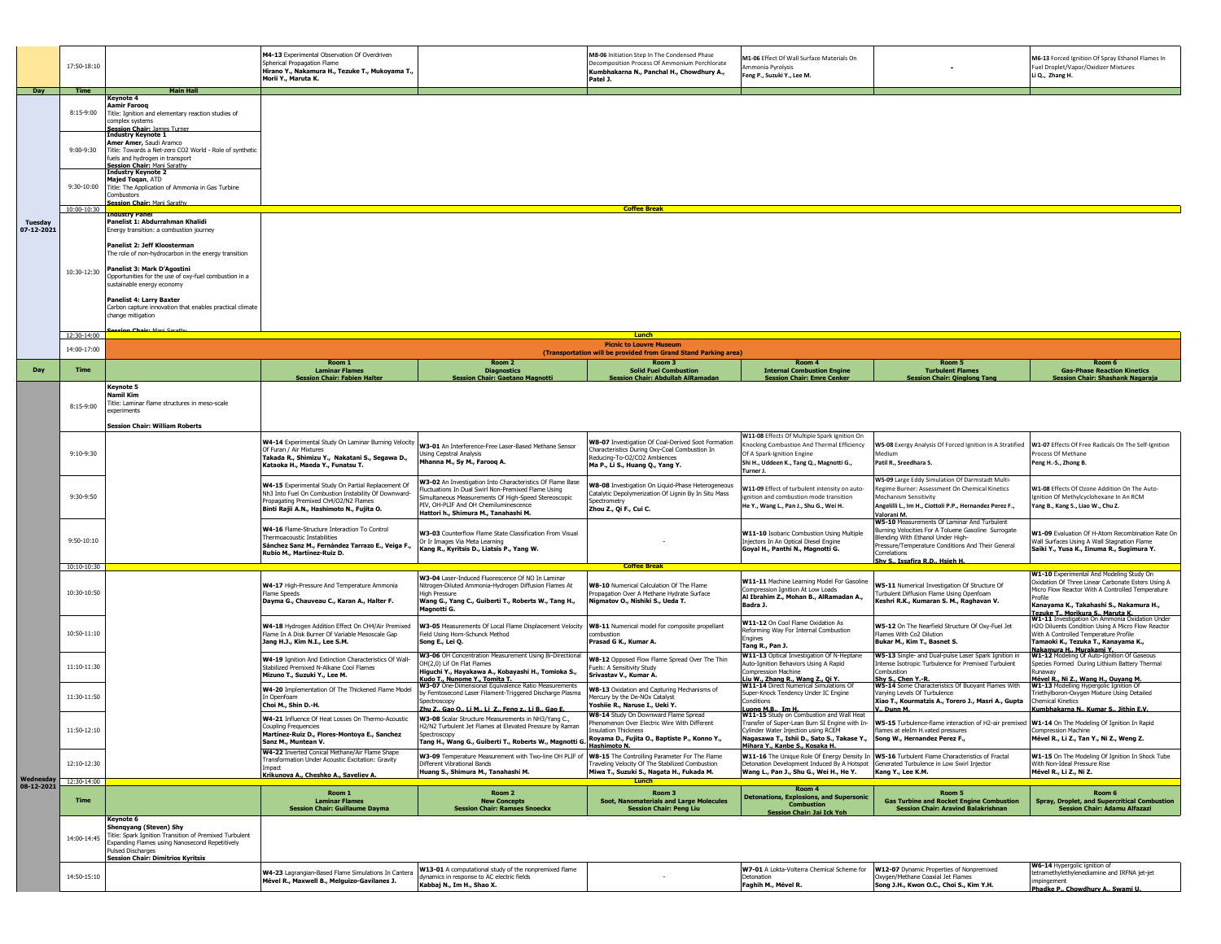| Day | Time | Main Hall | Room 1 | Room 2 | Room 3 | Room 4 | Room 5 | Room 6 |
|---|---|---|---|---|---|---|---|---|
| | 17:50-18:10 | | **M4-13** Experimental Observation Of Overdriven Spherical Propagation Flame **Hirano Y., Nakamura H., Tezuke T., Mukoyama T., Morii Y., Maruta K.** | | **M8-06** Initiation Step In The Condensed Phase Decomposition Process Of Ammonium Perchlorate **Kumbhakarna N., Panchal H., Chowdhury A., Patel J.** | **M1-06** Effect Of Wall Surface Materials On Ammonia Pyrolysis **Feng P., Suzuki Y., Lee M.** | - | **M6-13** Forced Ignition Of Spray Ethanol Flames In Fuel Droplet/Vapor/Oxidizer Mixtures **Li Q., Zhang H.** |
| **Day** | **Time** | **Main Hall** | | | | | | |
| Tuesday 07-12-2021 | 8:15-9:00 | **Keynote 4** **Aamir Farooq** Title: Ignition and elementary reaction studies of complex systems **Session Chair:** James Turner | | | | | | |
| | 9:00-9:30 | **Industry Keynote 1** **Amer Amer,** Saudi Aramco Title: Towards a Net-zero CO2 World - Role of synthetic fuels and hydrogen in transport **Session Chair:** Mani Sarathy | | | | | | |
| | 9:30-10:00 | **Industry Keynote 2** **Majed Toqan,** ATD Title: The Application of Ammonia in Gas Turbine Combustors **Session Chair:** Mani Sarathy | | | | | | |
| | 10:00-10:30 | **Coffee Break** | | | | | | |
| | 10:30-12:30 | **Industry Panel** **Panelist 1: Abdurrahman Khalidi** Energy transition: a combustion journey **Panelist 2: Jeff Kloosterman** The role of non-hydrocarbon in the energy transition **Panelist 3: Mark D'Agostini** Opportunities for the use of oxy-fuel combustion in a sustainable energy economy **Panelist 4: Larry Baxter** Carbon capture innovation that enables practical climate change mitigation **Session Chair:** Mani Sarathy | | | | | | |
| | 12:30-14:00 | **Lunch** | | | | | | |
| | 14:00-17:00 | **Picnic to Louvre Museum (Transportation will be provided from Grand Stand Parking area)** | | | | | | |
| **Day** | **Time** | | **Room 1** Laminar Flames **Session Chair: Fabien Halter** | **Room 2** Diagnostics **Session Chair: Gaetano Magnotti** | **Room 3** Solid Fuel Combustion **Session Chair: Abdullah AlRamadan** | **Room 4** Internal Combustion Engine **Session Chair: Emre Cenker** | **Room 5** Turbulent Flames **Session Chair: Qinglong Tang** | **Room 6** Gas-Phase Reaction Kinetics **Session Chair: Shashank Nagaraja** |
| Wednesday 08-12-2021 | 8:15-9:00 | **Keynote 5** **Namil Kim** Title: Laminar flame structures in meso-scale experiments **Session Chair: William Roberts** | | | | | | |
| | 9:10-9:30 | | **W4-14** Experimental Study On Laminar Burning Velocity Of Furan / Air Mixtures **Takada R., Shimizu Y., Nakatani S., Segawa D., Kataoka H., Maeda Y., Funatsu T.** | **W3-01** An Interference-Free Laser-Based Methane Sensor Using Cepstral Analysis **Mhanna M., Sy M., Farooq A.** | **W8-07** Investigation Of Coal-Derived Soot Formation Characteristics During Oxy-Coal Combustion In Reducing-To-O2/CO2 Ambiences **Ma P., Li S., Huang Q., Yang Y.** | **W11-08** Effects Of Multiple Spark Ignition On Knocking Combustion And Thermal Efficiency Of A Spark-Ignition Engine **Shi H., Uddeen K., Tang Q., Magnotti G., Turner J.** | **W5-08** Exergy Analysis Of Forced Ignition In A Stratified Medium **Patil R., Sreedhara S.** | **W1-07** Effects Of Free Radicals On The Self-Ignition Process Of Methane **Peng H.-S., Zhong B.** |
| | 9:30-9:50 | | **W4-15** Experimental Study On Partial Replacement Of Nh3 Into Fuel On Combustion Instability Of Downward-Propagating Premixed CH4/O2/N2 Flames **Binti Rajli A.N., Hashimoto N., Fujita O.** | **W3-02** An Investigation Into Characteristics Of Flame Base Fluctuations In Dual Swirl Non-Premixed Flame Using Simultaneous Measurements Of High-Speed Stereoscopic PIV, OH-PLIF And OH Chemiluminescence **Hattori h., Shimura M., Tanahashi M.** | **W8-08** Investigation On Liquid-Phase Heterogeneous Catalytic Depolymerization Of Lignin By In Situ Mass Spectrometry **Zhou Z., Qi F., Cui C.** | **W11-09** Effect of turbulent intensity on auto-ignition and combustion mode transition **He Y., Wang L., Pan J., Shu G., Wei H.** | **W5-09** Large Eddy Simulation Of Darmstadt Multi-Regime Burner: Assessment On Chemical Kinetics Mechanism Sensitivity **Angelilli L., Im H., Ciottoli P.P., Hernandez Perez F., Valorani M.** | **W1-08** Effects Of Ozone Addition On The Auto-Ignition Of Methylcyclohexane In An RCM **Yang B., Kang S., Liao W., Chu Z.** |
| | 9:50-10:10 | | **W4-16** Flame-Structure Interaction To Control Thermoacoustic Instabilities **Sánchez Sanz M., Fernández Tarrazo E., Veiga F., Rubio M., Martinez-Ruiz D.** | **W3-03** Counterflow Flame State Classification From Visual Or Ir Images Via Meta Learning **Kang R., Kyritsis D., Liatsis P., Yang W.** | - | **W11-10** Isobaric Combustion Using Multiple Injectors In An Optical Diesel Engine **Goyal H., Panthi N., Magnotti G.** | **W5-10** Measurements Of Laminar And Turbulent Burning Velocities For A Toluene Gasoline Surrogate Blending With Ethanol Under High-Pressure/Temperature Conditions And Their General Correlations **Shy S., Issafira R.D., Hsieh H.** | **W1-09** Evaluation Of H-Atom Recombination Rate On Wall Surfaces Using A Wall Stagnation Flame **Saiki Y., Yusa K., Iinuma R., Sugimura Y.** |
| | 10:10-10:30 | **Coffee Break** | | | | | | |
| | 10:30-10:50 | | **W4-17** High-Pressure And Temperature Ammonia Flame Speeds **Dayma G., Chauveau C., Karan A., Halter F.** | **W3-04** Laser-Induced Fluorescence Of NO In Laminar Nitrogen-Diluted Ammonia-Hydrogen Diffusion Flames At High Pressure **Wang G., Yang C., Guiberti T., Roberts W., Tang H., Magnotti G.** | **W8-10** Numerical Calculation Of The Flame Propagation Over A Methane Hydrate Surface **Nigmatov O., Nishiki S., Ueda T.** | **W11-11** Machine Learning Model For Gasoline Compression Ignition At Low Loads **Al Ibrahim Z., Mohan B., AlRamadan A., Badra J.** | **W5-11** Numerical Investigation Of Structure Of Turbulent Diffusion Flame Using Openfoam **Keshri R.K., Kumaran S. M., Raghavan V.** | **W1-10** Experimental And Modeling Study On Oxidation Of Three Linear Carbonate Esters Using A Micro Flow Reactor With A Controlled Temperature Profile **Kanayama K., Takahashi S., Nakamura H., Tezuke T., Morikura S., Maruta K.** |
| | 10:50-11:10 | | **W4-18** Hydrogen Addition Effect On CH4/Air Premixed Flame In A Disk Burner Of Variable Mesoscale Gap **Jang H.J., Kim N.I., Lee S.M.** | **W3-05** Measurements Of Local Flame Displacement Velocity Field Using Horn-Schunck Method **Song E., Lei Q.** | **W8-11** Numerical model for composite propellant combustion **Prasad G K., Kumar A.** | **W11-12** On Cool Flame Oxidation As Reforming Way For Internal Combustion Engines **Tang R., Pan J.** | **W5-12** On The Nearfield Structure Of Oxy-Fuel Jet Flames With Co2 Dilution **Bukar M., Kim T., Basnet S.** | **W1-11** Investigation On Ammonia Oxidation Under H2O Diluents Condition Using A Micro Flow Reactor With A Controlled Temperature Profile **Tamaoki K., Tezuka T., Kanayama K., Nakamura H., Murakami Y.** |
| | 11:10-11:30 | | **W4-19** Ignition And Extinction Characteristics Of Wall-Stabilized Premixed N-Alkane Cool Flames **Mizuno T., Suzuki Y., Lee M.** | **W3-06** OH Concentration Measurement Using Bi-Directional OH(2,0) Lif On Flat Flames **Higuchi Y., Hayakawa A., Kobayashi H., Tomioka S., Kudo T., Nunome Y., Tomita T.** | **W8-12** Opposed Flow Flame Spread Over The Thin Fuels: A Sensitivity Study **Srivastav V., Kumar A.** | **W11-13** Optical Investigation Of N-Heptane Auto-Ignition Behaviors Using A Rapid Compression Machine **Liu W., Zhang R., Wang Z., Qi Y.** | **W5-13** Single- and Dual-pulse Laser Spark Ignition in Intense Isotropic Turbulence for Premixed Turbulent Combustion **Shy S., Chen Y.-R.** | **W1-12** Modeling Of Auto-Ignition Of Gaseous Species Formed During Lithium Battery Thermal Runaway **Mével R., Ni Z., Wang H., Ouyang M.** |
| | 11:30-11:50 | | **W4-20** Implementation Of The Thickened Flame Model In Openfoam **Choi M., Shin D.-H.** | **W3-07** One-Dimensional Equivalence Ratio Measurements by Femtosecond Laser Filament-Triggered Discharge Plasma Spectroscopy **Zhu Z., Gao Q., Li M., Li Z., Feng z., Li B., Gao E.** | **W8-13** Oxidation and Capturing Mechanisms of Mercury by the De-NOx Catalyst **Yoshiie R., Naruse I., Ueki Y.** | **W11-14** Direct Numerical Simulations Of Super-Knock Tendency Under IC Engine Conditions **Luong M.B., Im H.** | **W5-14** Some Characteristics Of Buoyant Flames With Varying Levels Of Turbulence **Xiao T., Kourmatzis A., Torero J., Masri A., Gupta V., Dunn M.** | **W1-13** Modelling Hypergolic Ignition Of Triethylboron-Oxygen Mixture Using Detailed Chemical Kinetics **Kumbhakarna N., Kumar S., Jithin E.V.** |
| | 11:50-12:10 | | **W4-21** Influence Of Heat Losses On Thermo-Acoustic Coupling Frequencies **Martinez-Ruiz D., Flores-Montoya E., Sanchez Sanz M., Muntean V.** | **W3-08** Scalar Structure Measurements in NH3/Yang C., H2/N2 Turbulent Jet Flames at Elevated Pressure by Raman Spectroscopy **Tang H., Wang G., Guiberti T., Roberts W., Magnotti G.** | **W8-14** Study On Downward Flame Spread Phenomenon Over Electric Wire With Different Insulation Thickness **Royama D., Fujita O., Baptiste P., Konno Y., Hashimoto N.** | **W11-15** Study on Combustion and Wall Heat Transfer of Super-Lean Burn SI Engine with In-Cylinder Water Injection using RCEM **Nagasawa T., Ishii D., Sato S., Takase Y., Mihara Y., Kanbe S., Kosaka H.** | **W5-15** Turbulence-flame interaction of H2-air premixed flames at elelm H.vated pressures **Song W., Hernandez Perez F.,** | **W1-14** On The Modeling Of Ignition In Rapid Compression Machine **Mével R., Li Z., Tan Y., Ni Z., Weng Z.** |
| | 12:10-12:30 | | **W4-22** Inverted Conical Methane/Air Flame Shape Transformation Under Acoustic Excitation: Gravity Impact **Krikunova A., Cheshko A., Saveliev A.** | **W3-09** Temperature Measurement with Two-line OH PLIF of Different Vibrational Bands **Huang S., Shimura M., Tanahashi M.** | **W8-15** The Controlling Parameter For The Flame Traveling Velocity Of The Stabilized Combustion **Miwa T., Suzuki S., Nagata H., Fukada M.** | **W11-16** The Unique Role Of Energy Density In Detonation Development Induced By A Hotspot **Wang L., Pan J., Shu G., Wei H., He Y.** | **W5-16** Turbulent Flame Characteristics of Fractal Generated Turbulence in Low Swirl Injector **Kang Y., Lee K.M.** | **W1-15** On The Modeling Of Ignition In Shock Tube With Non-Ideal Pressure Rise **Mével R., Li Z., Ni Z.** |
| | 12:30-14:00 | **Lunch** | | | | | | |
| | **Time** | | **Room 1** Laminar Flames **Session Chair: Guillaume Dayma** | **Room 2** New Concepts **Session Chair: Ramses Snoeckx** | **Room 3** Soot, Nanomaterials and Large Molecules **Session Chair: Peng Liu** | **Room 4** Detonations, Explosions, and Supersonic Combustion **Session Chair: Jai Ick Yoh** | **Room 5** Gas Turbine and Rocket Engine Combustion **Session Chair: Aravind Balakrishnan** | **Room 6** Spray, Droplet, and Supercritical Combustion **Session Chair: Adamu Alfazazi** |
| | 14:00-14:45 | **Keynote 6** **Shenqyang (Steven) Shy** Title: Spark Ignition Transition of Premixed Turbulent Expanding Flames using Nanosecond Repetitively Pulsed Discharges **Session Chair: Dimitrios Kyritsis** | | | | | | |
| | 14:50-15:10 | | **W4-23** Lagrangian-Based Flame Simulations In Cantera **Mével R., Maxwell B., Melguizo-Gavilanes J.** | **W13-01** A computational study of the nonpremixed flame dynamics in response to AC electric fields **Kabbaj N., Im H., Shao X.** | - | **W7-01** A Lokta-Volterra Chemical Scheme for Detonation **Faghih M., Mével R.** | **W12-07** Dynamic Properties of Nonpremixed Oxygen/Methane Coaxial Jet Flames **Song J.H., Kwon O.C., Choi S., Kim Y.H.** | **W6-14** Hypergolic ignition of tetramethylethylenediamine and IRFNA jet-jet impingement **Phadke P., Chowdhury A., Swami U.** |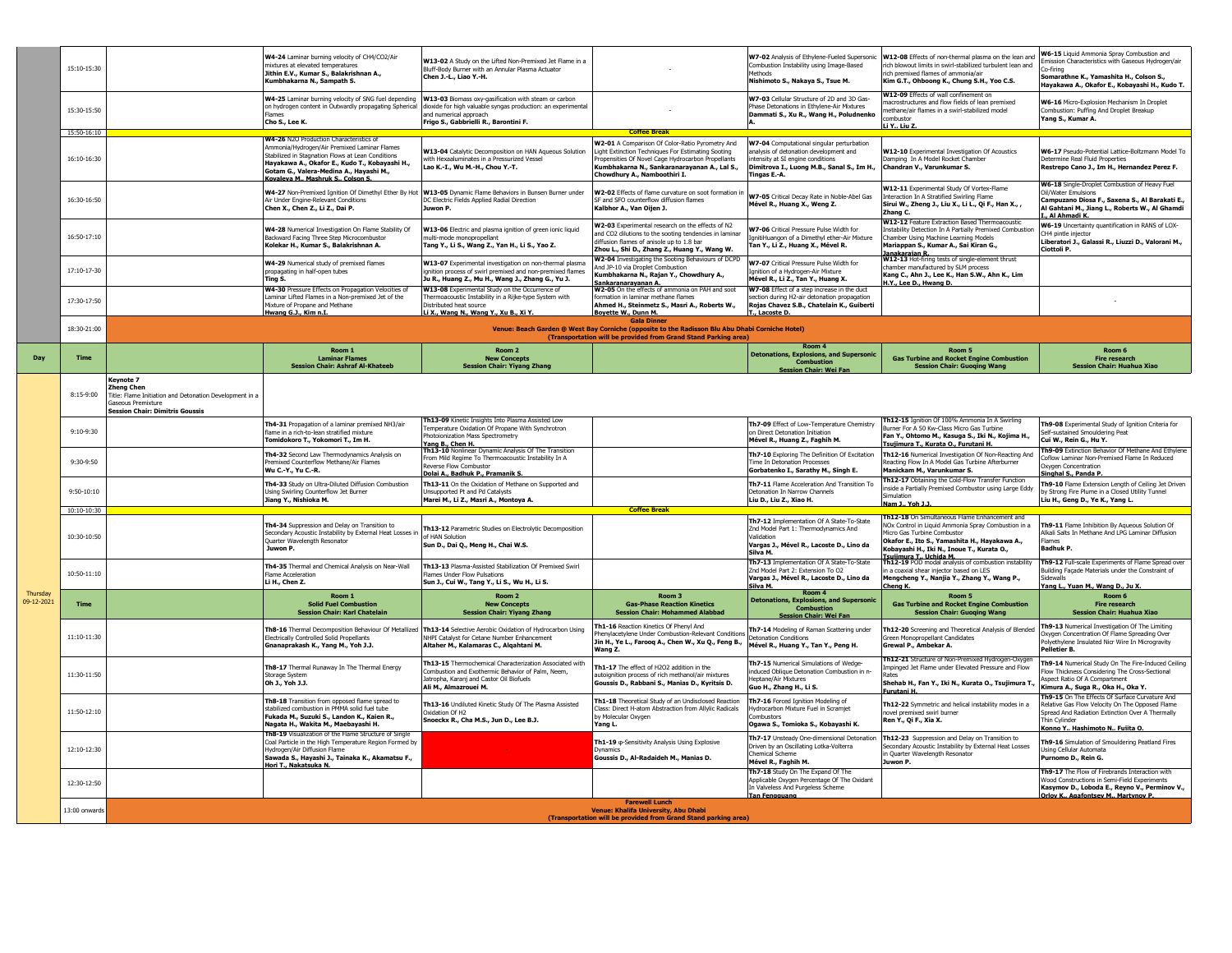| Day | Time | | Room 1 | Room 2 | Room 3 | Room 4 | Room 5 | Room 6 |
|---|---|---|---|---|---|---|---|---|
| | 15:10-15:30 | | **W4-24** Laminar burning velocity of CH4/CO2/Air mixtures at elevated temperatures **Jithin E.V., Kumar S., Balakrishnan A., Kumbhakarna N., Sampath S.** | **W13-02** A Study on the Lifted Non-Premixed Jet Flame in a Bluff-Body Burner with an Annular Plasma Actuator **Chen J.-L., Liao Y.-H.** | - | **W7-02** Analysis of Ethylene-Fueled Supersonic Combustion Instability using Image-Based Methods **Nishimoto S., Nakaya S., Tsue M.** | **W12-08** Effects of non-thermal plasma on the lean and rich blowout limits in swirl-stabilized turbulent lean and rich premixed flames of ammonia/air **Kim G.T., Ohboong K., Chung S.H., Yoo C.S.** | **W6-15** Liquid Ammonia Spray Combustion and Emission Characteristics with Gaseous Hydrogen/air Co-firing **Somarathne K., Yamashita H., Colson S., Hayakawa A., Okafor E., Kobayashi H., Kudo T.** |
| | 15:30-15:50 | | **W4-25** Laminar burning velocity of SNG fuel depending on hydrogen content in Outwardly propagating Spherical Flames **Cho S., Lee K.** | **W13-03** Biomass oxy-gasification with steam or carbon dioxide for high valuable syngas production: an experimental and numerical approach **Frigo S., Gabbrielli R., Barontini F.** | - | **W7-03** Cellular Structure of 2D and 3D Gas-Phase Detonations in Ethylene-Air Mixtures **Dammati S., Xu R., Wang H., Poludnenko A.** | **W12-09** Effects of wall confinement on macrostructures and flow fields of lean premixed methane/air flames in a swirl-stabilized model combustor **Li Y., Liu Z.** | **W6-16** Micro-Explosion Mechanism In Droplet Combustion: Puffing And Droplet Breakup **Yang S., Kumar A.** |
| | 15:50-16:10 | | **Coffee Break** | | | | | |
| | 16:10-16:30 | | **W4-26** N2O Production Characteristics of Ammonia/Hydrogen/Air Premixed Laminar Flames Stabilized in Stagnation Flows at Lean Conditions **Hayakawa A., Okafor E., Kudo T., Kobayashi H., Gotam G., Valera-Medina A., Hayashi M., Kovaleva M., Mashruk S., Colson S.** | **W13-04** Catalytic Decomposition on HAN Aqueous Solution with Hexaaluminates in a Pressurized Vessel **Lao K.-I., Wu M.-H., Chou Y.-T.** | **W2-01** A Comparison Of Color-Ratio Pyrometry And Light Extinction Techniques For Estimating Sooting Propensities Of Novel Cage Hydrocarbon Propellants **Kumbhakarna N., Sankaranarayanan A., Lal S., Chowdhury A., Namboothiri I.** | **W7-04** Computational singular perturbation analysis of detonation development and intensity at SI engine conditions **Dimitrova I., Luong M.B., Sanal S., Im H., Tingas E.-A.** | **W12-10** Experimental Investigation Of Acoustics Damping In A Model Rocket Chamber **Chandran V., Varunkumar S.** | **W6-17** Pseudo-Potential Lattice-Boltzmann Model To Determine Real Fluid Properties **Restrepo Cano J., Im H., Hernandez Perez F.** |
| | 16:30-16:50 | | **W4-27** Non-Premixed Ignition Of Dimethyl Ether By Hot Air Under Engine-Relevant Conditions **Chen X., Chen Z., Li Z., Dai P.** | **W13-05** Dynamic Flame Behaviors in Bunsen Burner under DC Electric Fields Applied Radial Direction **Juwon P.** | **W2-02** Effects of flame curvature on soot formation in SF and SFO counterflow diffusion flames **Kalbhor A., Van Oijen J.** | **W7-05** Critical Decay Rate in Noble-Abel Gas **Mével R., Huang X., Weng Z.** | **W12-11** Experimental Study Of Vortex-Flame Interaction In A Stratified Swirling Flame **Sirui W., Zheng J., Liu X., Li L., Qi F., Han X., , Zhang C.** | **W6-18** Single-Droplet Combustion of Heavy Fuel Oil/Water Emulsions **Campuzano Diosa F., Saxena S., Al Barakati E., Al Gahtani M., Jiang L., Roberts W., Al Ghamdi I., Al Ahmadi K.** |
| | 16:50-17:10 | | **W4-28** Numerical Investigation On Flame Stability Of Backward Facing Three Step Microcombustor **Kolekar H., Kumar S., Balakrishnan A.** | **W13-06** Electric and plasma ignition of green ionic liquid multi-mode monopropellant **Tang Y., Li S., Wang Z., Yan H., Li S., Yao Z.** | **W2-03** Experimental research on the effects of N2 and CO2 dilutions to the sooting tendencies in laminar diffusion flames of anisole up to 1.8 bar **Zhou L., Shi D., Zhang Z., Huang Y., Wang W.** | **W7-06** Critical Pressure Pulse Width for IgnitiHuangon of a Dimethyl ether-Air Mixture **Tan Y., Li Z., Huang X., Mével R.** | **W12-12** Feature Extraction Based Thermoacoustic Instability Detection In A Partially Premixed Combustion Chamber Using Machine Learning Models **Mariappan S., Kumar A., Sai Kiran G., Janakarajan R.** | **W6-19** Uncertainty quantification in RANS of LOX-CH4 pintle injector **Liberatori J., Galassi R., Liuzzi D., Valorani M., Ciottoli P.** |
| | 17:10-17:30 | | **W4-29** Numerical study of premixed flames propagating in half-open tubes **Ting S.** | **W13-07** Experimental investigation on non-thermal plasma ignition process of swirl premixed and non-premixed flames **Ju R., Huang Z., Mu H., Wang J., Zhang G., Yu J.** | **W2-04** Investigating the Sooting Behaviours of DCPD And JP-10 via Droplet Combustion **Kumbhakarna N., Rajan Y., Chowdhury A., Sankaranarayanan A.** | **W7-07** Critical Pressure Pulse Width for Ignition of a Hydrogen-Air Mixture **Mével R., Li Z., Tan Y., Huang X.** | **W12-13** Hot-firing tests of single-element thrust chamber manufactured by SLM process **Kang C., Ahn J., Lee K., Han S.W., Ahn K., Lim H.Y., Lee D., Hwang D.** | |
| | 17:30-17:50 | | **W4-30** Pressure Effects on Propagation Velocities of Laminar Lifted Flames in a Non-premixed Jet of the Mixture of Propane and Methane **Hwang G.J., Kim n.I.** | **W13-08** Experimental Study on the Occurrence of Thermoacoustic Instability in a Rijke-type System with Distributed heat source **Li X., Wang N., Wang Y., Xu B., Xi Y.** | **W2-05** On the effects of ammonia on PAH and soot formation in laminar methane flames **Ahmed H., Steinmetz S., Masri A., Roberts W., Boyette W., Dunn M.** | **W7-08** Effect of a step increase in the duct section during H2-air detonation propagation **Rojas Chavez S.B., Chatelain K., Guiberti T., Lacoste D.** | - | |
| | 18:30-21:00 | | **Gala Dinner** Venue: Beach Garden @ West Bay Corniche (opposite to the Radisson Blu Abu Dhabi Corniche Hotel) (Transportation will be provided from Grand Stand Parking area) | | | | | |
| **Day** | **Time** | | **Room 1 Laminar Flames Session Chair: Ashraf Al-Khateeb** | **Room 2 New Concepts Session Chair: Yiyang Zhang** | | **Room 4 Detonations, Explosions, and Supersonic Combustion Session Chair: Wei Fan** | **Room 5 Gas Turbine and Rocket Engine Combustion Session Chair: Guoqing Wang** | **Room 6 Fire research Session Chair: Huahua Xiao** |
| Thursday 09-12-2021 | 8:15-9:00 | **Keynote 7 Zheng Chen** Title: Flame Initiation and Detonation Development in a Gaseous Premixture **Session Chair: Dimitris Goussis** | | | | | | |
| | 9:10-9:30 | | **Th4-31** Propagation of a laminar premixed NH3/air flame in a rich-to-lean stratified mixture **Tomidokoro T., Yokomori T., Im H.** | **Th13-09** Kinetic Insights Into Plasma Assisted Low Temperature Oxidation Of Propane With Synchrotron Photoionization Mass Spectrometry **Yang B., Chen H.** | | **Th7-09** Effect of Low-Temperature Chemistry on Direct Detonation Initiation **Mével R., Huang Z., Faghih M.** | **Th12-15** Ignition Of 100% Ammonia In A Swirling Burner For A 50 Kw-Class Micro Gas Turbine **Fan Y., Ohtomo M., Kasuga S., Iki N., Kojima H., Tsujimura T., Kurata O., Furutani H.** | **Th9-08** Experimental Study of Ignition Criteria for Self-sustained Smouldering Peat **Cui W., Rein G., Hu Y.** |
| | 9:30-9:50 | | **Th4-32** Second Law Thermodynamics Analysis on Premixed Counterflow Methane/Air Flames **Wu C.-Y., Yu C.-R.** | **Th13-10** Nonlinear Dynamic Analysis Of The Transition From Mild Regime To Thermoacoustic Instability In A Reverse Flow Combustor **Dolai A., Badhuk P., Pramanik S.** | | **Th7-10** Exploring The Definition Of Excitation Time In Detonation Processes **Gorbatenko I., Sarathy M., Singh E.** | **Th12-16** Numerical Investigation Of Non-Reacting And Reacting Flow In A Model Gas Turbine Afterburner **Manickam M., Varunkumar S.** | **Th9-09** Extinction Behavior Of Methane And Ethylene Coflow Laminar Non-Premixed Flame In Reduced Oxygen Concentration **Singhal S., Panda P.** |
| | 9:50-10:10 | | **Th4-33** Study on Ultra-Diluted Diffusion Combustion Using Swirling Counterflow Jet Burner **Jiang Y., Nishioka M.** | **Th13-11** On the Oxidation of Methane on Supported and Unsupported Pt and Pd Catalysts **Marei M., Li Z., Masri A., Montoya A.** | | **Th7-11** Flame Acceleration And Transition To Detonation In Narrow Channels **Liu D., Liu Z., Xiao H.** | **Th12-17** Obtaining the Cold-Flow Transfer Function inside a Partially Premixed Combustor using Large Eddy Simulation **Nam J., Yoh J.J.** | **Th9-10** Flame Extension Length of Ceiling Jet Driven by Strong Fire Plume in a Closed Utility Tunnel **Liu H., Geng D., Ye K., Yang L.** |
| | 10:10-10:30 | | **Coffee Break** | | | | | |
| | 10:30-10:50 | | **Th4-34** Suppression and Delay on Transition to Secondary Acoustic Instability by External Heat Losses in Quarter Wavelength Resonator **Juwon P.** | **Th13-12** Parametric Studies on Electrolytic Decomposition of HAN Solution **Sun D., Dai Q., Meng H., Chai W.S.** | | **Th7-12** Implementation Of A State-To-State Znd Model Part 1: Thermodynamics And Validation **Vargas J., Mével R., Lacoste D., Lino da Silva M.** | **Th12-18** On Simultaneous Flame Enhancement and NOx Control in Liquid Ammonia Spray Combustion in a Micro Gas Turbine Combustor **Okafor E., Ito S., Yamashita H., Hayakawa A., Kobayashi H., Iki N., Inoue T., Kurata O., Tsujimura T., Uchida M.** | **Th9-11** Flame Inhibition By Aqueous Solution Of Alkali Salts In Methane And LPG Laminar Diffusion Flames **Badhuk P.** |
| | 10:50-11:10 | | **Th4-35** Thermal and Chemical Analysis on Near-Wall Flame Acceleration **Li H., Chen Z.** | **Th13-13** Plasma-Assisted Stabilization Of Premixed Swirl Flames Under Flow Pulsations **Sun J., Cui W., Tang Y., Li S., Wu H., Li S.** | | **Th7-13** Implementation Of A State-To-State Znd Model Part 2: Extension To O2 **Vargas J., Mével R., Lacoste D., Lino da Silva M.** | **Th12-19** POD modal analysis of combustion instability in a coaxial shear injector based on LES **Mengcheng Y., Nanjia Y., Zhang Y., Wang P., Cheng K.** | **Th9-12** Full-scale Experiments of Flame Spread over Building Façade Materials under the Constraint of Sidewalls **Yang L., Yuan M., Wang D., Ju X.** |
| | **Time** | | **Room 1 Solid Fuel Combustion Session Chair: Karl Chatelain** | **Room 2 New Concepts Session Chair: Yiyang Zhang** | **Room 3 Gas-Phase Reaction Kinetics Session Chair: Mohammed Alabbad** | **Room 4 Detonations, Explosions, and Supersonic Combustion Session Chair: Wei Fan** | **Room 5 Gas Turbine and Rocket Engine Combustion Session Chair: Guoqing Wang** | **Room 6 Fire research Session Chair: Huahua Xiao** |
| | 11:10-11:30 | | **Th8-16** Thermal Decomposition Behaviour Of Metallized Electrically Controlled Solid Propellants **Gnanaprakash K., Yang M., Yoh J.J.** | **Th13-14** Selective Aerobic Oxidation of Hydrocarbon Using NHPI Catalyst for Cetane Number Enhancement **Altaher M., Kalamaras C., Alqahtani M.** | **Th1-16** Reaction Kinetics Of Phenyl And Phenylacetylene Under Combustion-Relevant Conditions **Jin H., Ye L., Farooq A., Chen W., Xu Q., Feng B., Wang Z.** | **Th7-14** Modeling of Raman Scattering under Detonation Conditions **Mével R., Huang Y., Tan Y., Peng H.** | **Th12-20** Screening and Theoretical Analysis of Blended Green Monopropellant Candidates **Grewal P., Ambekar A.** | **Th9-13** Numerical Investigation Of The Limiting Oxygen Concentration For Flame Spreading Over Polyethylene Insulated Nicr Wire In Microgravity **Pelletier B.** |
| | 11:30-11:50 | | **Th8-17** Thermal Runaway In The Thermal Energy Storage System **Oh J., Yoh J.J.** | **Th13-15** Thermochemical Characterization Associated with Combustion and Exothermic Behavior of Palm, Neem, Jatropha, Karanj and Castor Oil Biofuels **Ali M., Almazrouei M.** | **Th1-17** The effect of H2O2 addition in the autoignition process of rich methanol/air mixtures **Goussis D., Rabbani S., Manias D., Kyritsis D.** | **Th7-15** Numerical Simulations of Wedge-induced Oblique Detonation Combustion in n-Heptane/Air Mixtures **Guo H., Zhang H., Li S.** | **Th12-21** Structure of Non-Premixed Hydrogen-Oxygen Impinged Jet Flame under Elevated Pressure and Flow Rates **Shehab H., Fan Y., Iki N., Kurata O., Tsujimura T., Furutani H.** | **Th9-14** Numerical Study On The Fire-Induced Ceiling Flow Thickness Considering The Cross-Sectional Aspect Ratio Of A Compartment **Kimura A., Suga R., Oka H., Oka Y.** |
| | 11:50-12:10 | | **Th8-18** Transition from opposed flame spread to stabilized combustion in PMMA solid fuel tube **Fukada M., Suzuki S., Landon K., Kaien R., Nagata H., Wakita M., Maebayashi H.** | **Th13-16** Undiluted Kinetic Study Of The Plasma Assisted Oxidation Of H2 **Snoeckx R., Cha M.S., Jun D., Lee B.J.** | **Th1-18** Theoretical Study of an Undisclosed Reaction Class: Direct H-atom Abstraction from Allylic Radicals by Molecular Oxygen **Yang L.** | **Th7-16** Forced Ignition Modeling of Hydrocarbon Mixture Fuel in Scramjet Combustors **Ogawa S., Tomioka S., Kobayashi K.** | **Th12-22** Symmetric and helical instability modes in a novel premixed swirl burner **Ren Y., Qi F., Xia X.** | **Th9-15** On The Effects Of Surface Curvature And Relative Gas Flow Velocity On The Opposed Flame Spread And Radiation Extinction Over A Thermally Thin Cylinder **Konno Y., Hashimoto N., Fujita O.** |
| | 12:10-12:30 | | **Th8-19** Visualization of the Flame Structure of Single Coal Particle in the High Temperature Region Formed by Hydrogen/Air Diffusion Flame **Sawada S., Hayashi J., Tainaka K., Akamatsu F., Hori T., Nakatsuka N.** | - | **Th1-19** φ-Sensitivity Analysis Using Explosive Dynamics **Goussis D., Al-Radaideh M., Manias D.** | **Th7-17** Unsteady One-dimensional Detonation Driven by an Oscillating Lotka-Volterra Chemical Scheme **Mével R., Faghih M.** | **Th12-23** Suppression and Delay on Transition to Secondary Acoustic Instability by External Heat Losses in Quarter Wavelength Resonator **Juwon P.** | **Th9-16** Simulation of Smouldering Peatland Fires Using Cellular Automata **Purnomo D., Rein G.** |
| | 12:30-12:50 | | | | | **Th7-18** Study On The Expand Of The Applicable Oxygen Percentage Of The Oxidant In Valveless And Purgeless Scheme **Tan Fengguang** | | **Th9-17** The Flow of Firebrands Interaction with Wood Constructions in Semi-Field Experiments **Kasymov D., Loboda E., Reyno V., Perminov V., Orlov K., Agafontsev M., Martynov P.** |
| | 13:00 onwards | | **Farewell Lunch** Venue: Khalifa University, Abu Dhabi (Transportation will be provided from Grand Stand parking area) | | | | | |